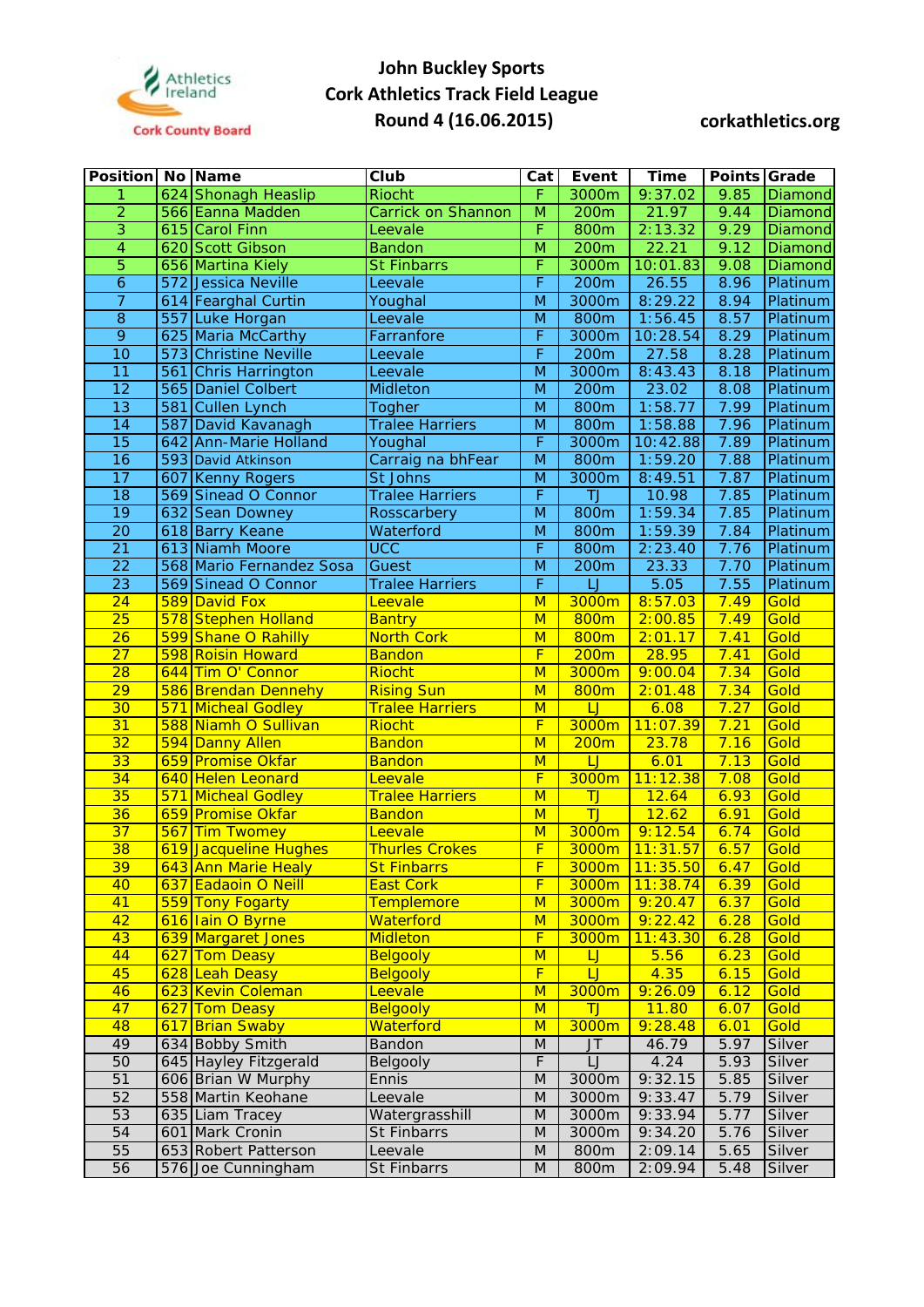Athletics Ireland
Cork County Board

# John Buckley Sports
## Cork Athletics Track Field League
## Round 4 (16.06.2015)

corkathletics.org

| Position | No | Name | Club | Cat | Event | Time | Points | Grade |
|---|---|---|---|---|---|---|---|---|
| 1 | 624 | Shonagh Heaslip | Riocht | F | 3000m | 9:37.02 | 9.85 | Diamond |
| 2 | 566 | Eanna Madden | Carrick on Shannon | M | 200m | 21.97 | 9.44 | Diamond |
| 3 | 615 | Carol Finn | Leevale | F | 800m | 2:13.32 | 9.29 | Diamond |
| 4 | 620 | Scott Gibson | Bandon | M | 200m | 22.21 | 9.12 | Diamond |
| 5 | 656 | Martina Kiely | St Finbarrs | F | 3000m | 10:01.83 | 9.08 | Diamond |
| 6 | 572 | Jessica Neville | Leevale | F | 200m | 26.55 | 8.96 | Platinum |
| 7 | 614 | Fearghal Curtin | Youghal | M | 3000m | 8:29.22 | 8.94 | Platinum |
| 8 | 557 | Luke Horgan | Leevale | M | 800m | 1:56.45 | 8.57 | Platinum |
| 9 | 625 | Maria McCarthy | Farranfore | F | 3000m | 10:28.54 | 8.29 | Platinum |
| 10 | 573 | Christine Neville | Leevale | F | 200m | 27.58 | 8.28 | Platinum |
| 11 | 561 | Chris Harrington | Leevale | M | 3000m | 8:43.43 | 8.18 | Platinum |
| 12 | 565 | Daniel Colbert | Midleton | M | 200m | 23.02 | 8.08 | Platinum |
| 13 | 581 | Cullen Lynch | Togher | M | 800m | 1:58.77 | 7.99 | Platinum |
| 14 | 587 | David Kavanagh | Tralee Harriers | M | 800m | 1:58.88 | 7.96 | Platinum |
| 15 | 642 | Ann-Marie Holland | Youghal | F | 3000m | 10:42.88 | 7.89 | Platinum |
| 16 | 593 | David Atkinson | Carraig na bhFear | M | 800m | 1:59.20 | 7.88 | Platinum |
| 17 | 607 | Kenny Rogers | St Johns | M | 3000m | 8:49.51 | 7.87 | Platinum |
| 18 | 569 | Sinead O Connor | Tralee Harriers | F | TJ | 10.98 | 7.85 | Platinum |
| 19 | 632 | Sean Downey | Rosscarbery | M | 800m | 1:59.34 | 7.85 | Platinum |
| 20 | 618 | Barry Keane | Waterford | M | 800m | 1:59.39 | 7.84 | Platinum |
| 21 | 613 | Niamh Moore | UCC | F | 800m | 2:23.40 | 7.76 | Platinum |
| 22 | 568 | Mario Fernandez Sosa | Guest | M | 200m | 23.33 | 7.70 | Platinum |
| 23 | 569 | Sinead O Connor | Tralee Harriers | F | LJ | 5.05 | 7.55 | Platinum |
| 24 | 589 | David Fox | Leevale | M | 3000m | 8:57.03 | 7.49 | Gold |
| 25 | 578 | Stephen Holland | Bantry | M | 800m | 2:00.85 | 7.49 | Gold |
| 26 | 599 | Shane O Rahilly | North Cork | M | 800m | 2:01.17 | 7.41 | Gold |
| 27 | 598 | Roisin Howard | Bandon | F | 200m | 28.95 | 7.41 | Gold |
| 28 | 644 | Tim O' Connor | Riocht | M | 3000m | 9:00.04 | 7.34 | Gold |
| 29 | 586 | Brendan Dennehy | Rising Sun | M | 800m | 2:01.48 | 7.34 | Gold |
| 30 | 571 | Micheal Godley | Tralee Harriers | M | LJ | 6.08 | 7.27 | Gold |
| 31 | 588 | Niamh O Sullivan | Riocht | F | 3000m | 11:07.39 | 7.21 | Gold |
| 32 | 594 | Danny Allen | Bandon | M | 200m | 23.78 | 7.16 | Gold |
| 33 | 659 | Promise Okfar | Bandon | M | LJ | 6.01 | 7.13 | Gold |
| 34 | 640 | Helen Leonard | Leevale | F | 3000m | 11:12.38 | 7.08 | Gold |
| 35 | 571 | Micheal Godley | Tralee Harriers | M | TJ | 12.64 | 6.93 | Gold |
| 36 | 659 | Promise Okfar | Bandon | M | TJ | 12.62 | 6.91 | Gold |
| 37 | 567 | Tim Twomey | Leevale | M | 3000m | 9:12.54 | 6.74 | Gold |
| 38 | 619 | Jacqueline Hughes | Thurles Crokes | F | 3000m | 11:31.57 | 6.57 | Gold |
| 39 | 643 | Ann Marie Healy | St Finbarrs | F | 3000m | 11:35.50 | 6.47 | Gold |
| 40 | 637 | Eadaoin O Neill | East Cork | F | 3000m | 11:38.74 | 6.39 | Gold |
| 41 | 559 | Tony Fogarty | Templemore | M | 3000m | 9:20.47 | 6.37 | Gold |
| 42 | 616 | Iain O Byrne | Waterford | M | 3000m | 9:22.42 | 6.28 | Gold |
| 43 | 639 | Margaret Jones | Midleton | F | 3000m | 11:43.30 | 6.28 | Gold |
| 44 | 627 | Tom Deasy | Belgooly | M | LJ | 5.56 | 6.23 | Gold |
| 45 | 628 | Leah Deasy | Belgooly | F | LJ | 4.35 | 6.15 | Gold |
| 46 | 623 | Kevin Coleman | Leevale | M | 3000m | 9:26.09 | 6.12 | Gold |
| 47 | 627 | Tom Deasy | Belgooly | M | TJ | 11.80 | 6.07 | Gold |
| 48 | 617 | Brian Swaby | Waterford | M | 3000m | 9:28.48 | 6.01 | Gold |
| 49 | 634 | Bobby Smith | Bandon | M | JT | 46.79 | 5.97 | Silver |
| 50 | 645 | Hayley Fitzgerald | Belgooly | F | LJ | 4.24 | 5.93 | Silver |
| 51 | 606 | Brian W Murphy | Ennis | M | 3000m | 9:32.15 | 5.85 | Silver |
| 52 | 558 | Martin Keohane | Leevale | M | 3000m | 9:33.47 | 5.79 | Silver |
| 53 | 635 | Liam Tracey | Watergrasshill | M | 3000m | 9:33.94 | 5.77 | Silver |
| 54 | 601 | Mark Cronin | St Finbarrs | M | 3000m | 9:34.20 | 5.76 | Silver |
| 55 | 653 | Robert Patterson | Leevale | M | 800m | 2:09.14 | 5.65 | Silver |
| 56 | 576 | Joe Cunningham | St Finbarrs | M | 800m | 2:09.94 | 5.48 | Silver |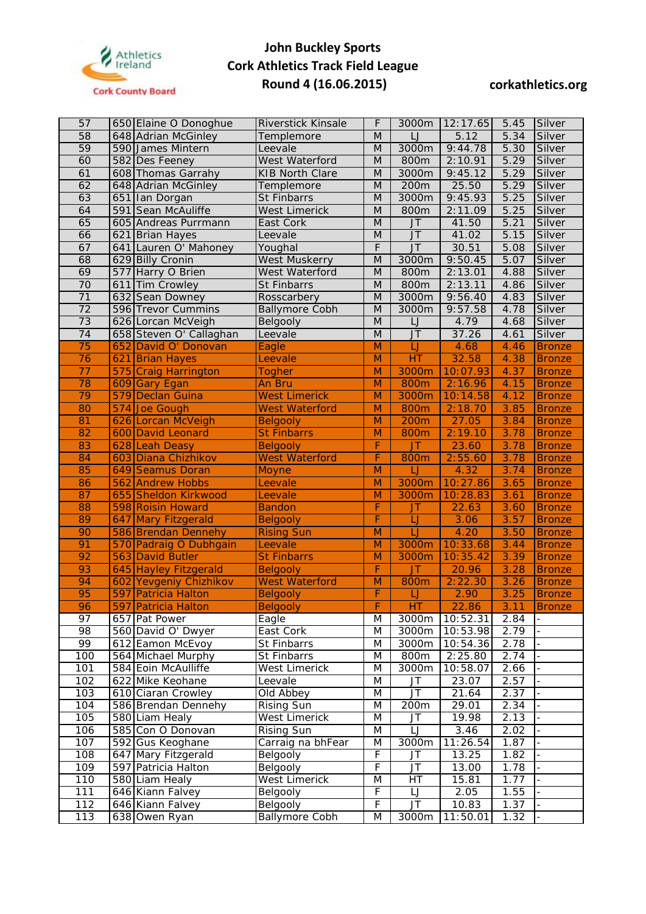# John Buckley Sports
# Cork Athletics Track Field League
# Round 4 (16.06.2015)

corkathletics.org

| 57 | 650 | Elaine O Donoghue | Riverstick Kinsale | F | 3000m | 12:17.65 | 5.45 | Silver |
|---|---|---|---|---|---|---|---|---|
| 58 | 648 | Adrian McGinley | Templemore | M | LJ | 5.12 | 5.34 | Silver |
| 59 | 590 | James Mintern | Leevale | M | 3000m | 9:44.78 | 5.30 | Silver |
| 60 | 582 | Des Feeney | West Waterford | M | 800m | 2:10.91 | 5.29 | Silver |
| 61 | 608 | Thomas Garrahy | KIB North Clare | M | 3000m | 9:45.12 | 5.29 | Silver |
| 62 | 648 | Adrian McGinley | Templemore | M | 200m | 25.50 | 5.29 | Silver |
| 63 | 651 | Ian Dorgan | St Finbarrs | M | 3000m | 9:45.93 | 5.25 | Silver |
| 64 | 591 | Sean McAuliffe | West Limerick | M | 800m | 2:11.09 | 5.25 | Silver |
| 65 | 605 | Andreas Purrmann | East Cork | M | JT | 41.50 | 5.21 | Silver |
| 66 | 621 | Brian Hayes | Leevale | M | JT | 41.02 | 5.15 | Silver |
| 67 | 641 | Lauren O' Mahoney | Youghal | F | JT | 30.51 | 5.08 | Silver |
| 68 | 629 | Billy Cronin | West Muskerry | M | 3000m | 9:50.45 | 5.07 | Silver |
| 69 | 577 | Harry O Brien | West Waterford | M | 800m | 2:13.01 | 4.88 | Silver |
| 70 | 611 | Tim Crowley | St Finbarrs | M | 800m | 2:13.11 | 4.86 | Silver |
| 71 | 632 | Sean Downey | Rosscarbery | M | 3000m | 9:56.40 | 4.83 | Silver |
| 72 | 596 | Trevor Cummins | Ballymore Cobh | M | 3000m | 9:57.58 | 4.78 | Silver |
| 73 | 626 | Lorcan McVeigh | Belgooly | M | LJ | 4.79 | 4.68 | Silver |
| 74 | 658 | Steven O' Callaghan | Leevale | M | JT | 37.26 | 4.61 | Silver |
| 75 | 652 | David O' Donovan | Eagle | M | LJ | 4.68 | 4.46 | Bronze |
| 76 | 621 | Brian Hayes | Leevale | M | HT | 32.58 | 4.38 | Bronze |
| 77 | 575 | Craig Harrington | Togher | M | 3000m | 10:07.93 | 4.37 | Bronze |
| 78 | 609 | Gary Egan | An Bru | M | 800m | 2:16.96 | 4.15 | Bronze |
| 79 | 579 | Declan Guina | West Limerick | M | 3000m | 10:14.58 | 4.12 | Bronze |
| 80 | 574 | Joe Gough | West Waterford | M | 800m | 2:18.70 | 3.85 | Bronze |
| 81 | 626 | Lorcan McVeigh | Belgooly | M | 200m | 27.05 | 3.84 | Bronze |
| 82 | 600 | David Leonard | St Finbarrs | M | 800m | 2:19.10 | 3.78 | Bronze |
| 83 | 628 | Leah Deasy | Belgooly | F | JT | 23.60 | 3.78 | Bronze |
| 84 | 603 | Diana Chizhikov | West Waterford | F | 800m | 2:55.60 | 3.78 | Bronze |
| 85 | 649 | Seamus Doran | Moyne | M | LJ | 4.32 | 3.74 | Bronze |
| 86 | 562 | Andrew Hobbs | Leevale | M | 3000m | 10:27.86 | 3.65 | Bronze |
| 87 | 655 | Sheldon Kirkwood | Leevale | M | 3000m | 10:28.83 | 3.61 | Bronze |
| 88 | 598 | Roisin Howard | Bandon | F | JT | 22.63 | 3.60 | Bronze |
| 89 | 647 | Mary Fitzgerald | Belgooly | F | LJ | 3.06 | 3.57 | Bronze |
| 90 | 586 | Brendan Dennehy | Rising Sun | M | LJ | 4.20 | 3.50 | Bronze |
| 91 | 570 | Padraig O Dubhgain | Leevale | M | 3000m | 10:33.68 | 3.44 | Bronze |
| 92 | 563 | David Butler | St Finbarrs | M | 3000m | 10:35.42 | 3.39 | Bronze |
| 93 | 645 | Hayley Fitzgerald | Belgooly | F | JT | 20.96 | 3.28 | Bronze |
| 94 | 602 | Yevgeniy Chizhikov | West Waterford | M | 800m | 2:22.30 | 3.26 | Bronze |
| 95 | 597 | Patricia Halton | Belgooly | F | LJ | 2.90 | 3.25 | Bronze |
| 96 | 597 | Patricia Halton | Belgooly | F | HT | 22.86 | 3.11 | Bronze |
| 97 | 657 | Pat Power | Eagle | M | 3000m | 10:52.31 | 2.84 | - |
| 98 | 560 | David O' Dwyer | East Cork | M | 3000m | 10:53.98 | 2.79 | - |
| 99 | 612 | Eamon McEvoy | St Finbarrs | M | 3000m | 10:54.36 | 2.78 | - |
| 100 | 564 | Michael Murphy | St Finbarrs | M | 800m | 2:25.80 | 2.74 | - |
| 101 | 584 | Eoin McAulliffe | West Limerick | M | 3000m | 10:58.07 | 2.66 | - |
| 102 | 622 | Mike Keohane | Leevale | M | JT | 23.07 | 2.57 | - |
| 103 | 610 | Ciaran Crowley | Old Abbey | M | JT | 21.64 | 2.37 | - |
| 104 | 586 | Brendan Dennehy | Rising Sun | M | 200m | 29.01 | 2.34 | - |
| 105 | 580 | Liam Healy | West Limerick | M | JT | 19.98 | 2.13 | - |
| 106 | 585 | Con O Donovan | Rising Sun | M | LJ | 3.46 | 2.02 | - |
| 107 | 592 | Gus Keoghane | Carraig na bhFear | M | 3000m | 11:26.54 | 1.87 | - |
| 108 | 647 | Mary Fitzgerald | Belgooly | F | JT | 13.25 | 1.82 | - |
| 109 | 597 | Patricia Halton | Belgooly | F | JT | 13.00 | 1.78 | - |
| 110 | 580 | Liam Healy | West Limerick | M | HT | 15.81 | 1.77 | - |
| 111 | 646 | Kiann Falvey | Belgooly | F | LJ | 2.05 | 1.55 | - |
| 112 | 646 | Kiann Falvey | Belgooly | F | JT | 10.83 | 1.37 | - |
| 113 | 638 | Owen Ryan | Ballymore Cobh | M | 3000m | 11:50.01 | 1.32 | - |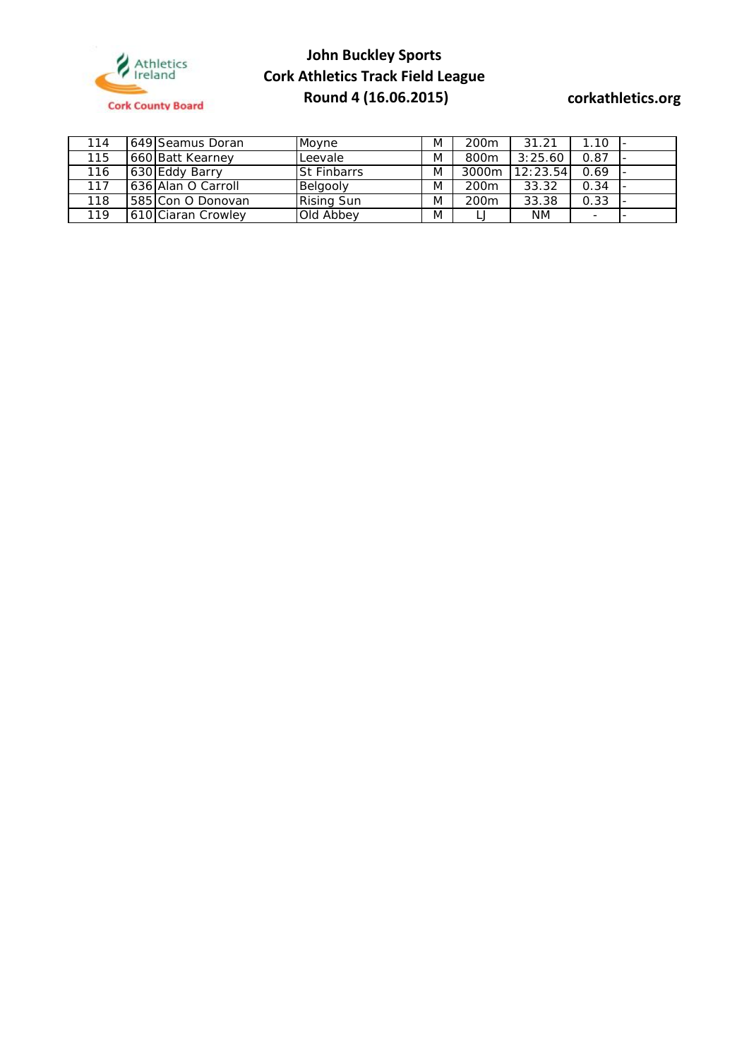# John Buckley Sports
# Cork Athletics Track Field League
# Round 4 (16.06.2015)

corkathletics.org

| | | | | | | | | |
|---|---|---|---|---|---|---|---|---|
| 114 | 649 | Seamus Doran | Moyne | M | 200m | 31.21 | 1.10 | - |
| 115 | 660 | Batt Kearney | Leevale | M | 800m | 3:25.60 | 0.87 | - |
| 116 | 630 | Eddy Barry | St Finbarrs | M | 3000m | 12:23.54 | 0.69 | - |
| 117 | 636 | Alan O Carroll | Belgooly | M | 200m | 33.32 | 0.34 | - |
| 118 | 585 | Con O Donovan | Rising Sun | M | 200m | 33.38 | 0.33 | - |
| 119 | 610 | Ciaran Crowley | Old Abbey | M | LJ | NM | - | - |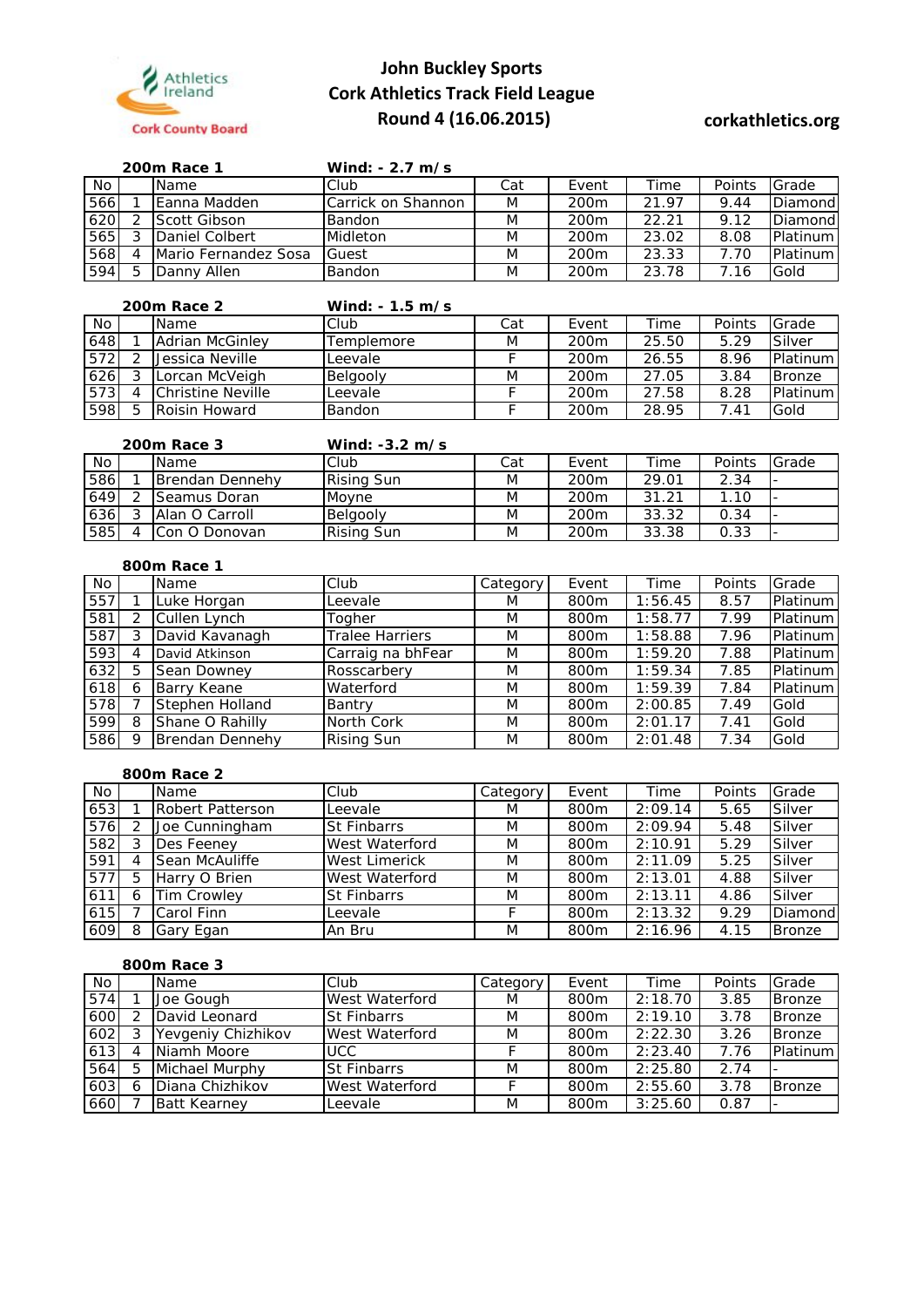Athletics Ireland
Cork County Board

# John Buckley Sports
# Cork Athletics Track Field League
# Round 4 (16.06.2015)

corkathletics.org

### 200m Race 1 — Wind: - 2.7 m/s

| No | | Name | Club | Cat | Event | Time | Points | Grade |
|---|---|---|---|---|---|---|---|---|
| 566 | 1 | Eanna Madden | Carrick on Shannon | M | 200m | 21.97 | 9.44 | Diamond |
| 620 | 2 | Scott Gibson | Bandon | M | 200m | 22.21 | 9.12 | Diamond |
| 565 | 3 | Daniel Colbert | Midleton | M | 200m | 23.02 | 8.08 | Platinum |
| 568 | 4 | Mario Fernandez Sosa | Guest | M | 200m | 23.33 | 7.70 | Platinum |
| 594 | 5 | Danny Allen | Bandon | M | 200m | 23.78 | 7.16 | Gold |

### 200m Race 2 — Wind: - 1.5 m/s

| No | | Name | Club | Cat | Event | Time | Points | Grade |
|---|---|---|---|---|---|---|---|---|
| 648 | 1 | Adrian McGinley | Templemore | M | 200m | 25.50 | 5.29 | Silver |
| 572 | 2 | Jessica Neville | Leevale | F | 200m | 26.55 | 8.96 | Platinum |
| 626 | 3 | Lorcan McVeigh | Belgooly | M | 200m | 27.05 | 3.84 | Bronze |
| 573 | 4 | Christine Neville | Leevale | F | 200m | 27.58 | 8.28 | Platinum |
| 598 | 5 | Roisin Howard | Bandon | F | 200m | 28.95 | 7.41 | Gold |

### 200m Race 3 — Wind: -3.2 m/s

| No | | Name | Club | Cat | Event | Time | Points | Grade |
|---|---|---|---|---|---|---|---|---|
| 586 | 1 | Brendan Dennehy | Rising Sun | M | 200m | 29.01 | 2.34 | - |
| 649 | 2 | Seamus Doran | Moyne | M | 200m | 31.21 | 1.10 | - |
| 636 | 3 | Alan O Carroll | Belgooly | M | 200m | 33.32 | 0.34 | - |
| 585 | 4 | Con O Donovan | Rising Sun | M | 200m | 33.38 | 0.33 | - |

### 800m Race 1

| No | | Name | Club | Category | Event | Time | Points | Grade |
|---|---|---|---|---|---|---|---|---|
| 557 | 1 | Luke Horgan | Leevale | M | 800m | 1:56.45 | 8.57 | Platinum |
| 581 | 2 | Cullen Lynch | Togher | M | 800m | 1:58.77 | 7.99 | Platinum |
| 587 | 3 | David Kavanagh | Tralee Harriers | M | 800m | 1:58.88 | 7.96 | Platinum |
| 593 | 4 | David Atkinson | Carraig na bhFear | M | 800m | 1:59.20 | 7.88 | Platinum |
| 632 | 5 | Sean Downey | Rosscarbery | M | 800m | 1:59.34 | 7.85 | Platinum |
| 618 | 6 | Barry Keane | Waterford | M | 800m | 1:59.39 | 7.84 | Platinum |
| 578 | 7 | Stephen Holland | Bantry | M | 800m | 2:00.85 | 7.49 | Gold |
| 599 | 8 | Shane O Rahilly | North Cork | M | 800m | 2:01.17 | 7.41 | Gold |
| 586 | 9 | Brendan Dennehy | Rising Sun | M | 800m | 2:01.48 | 7.34 | Gold |

### 800m Race 2

| No | | Name | Club | Category | Event | Time | Points | Grade |
|---|---|---|---|---|---|---|---|---|
| 653 | 1 | Robert Patterson | Leevale | M | 800m | 2:09.14 | 5.65 | Silver |
| 576 | 2 | Joe Cunningham | St Finbarrs | M | 800m | 2:09.94 | 5.48 | Silver |
| 582 | 3 | Des Feeney | West Waterford | M | 800m | 2:10.91 | 5.29 | Silver |
| 591 | 4 | Sean McAuliffe | West Limerick | M | 800m | 2:11.09 | 5.25 | Silver |
| 577 | 5 | Harry O Brien | West Waterford | M | 800m | 2:13.01 | 4.88 | Silver |
| 611 | 6 | Tim Crowley | St Finbarrs | M | 800m | 2:13.11 | 4.86 | Silver |
| 615 | 7 | Carol Finn | Leevale | F | 800m | 2:13.32 | 9.29 | Diamond |
| 609 | 8 | Gary Egan | An Bru | M | 800m | 2:16.96 | 4.15 | Bronze |

### 800m Race 3

| No | | Name | Club | Category | Event | Time | Points | Grade |
|---|---|---|---|---|---|---|---|---|
| 574 | 1 | Joe Gough | West Waterford | M | 800m | 2:18.70 | 3.85 | Bronze |
| 600 | 2 | David Leonard | St Finbarrs | M | 800m | 2:19.10 | 3.78 | Bronze |
| 602 | 3 | Yevgeniy Chizhikov | West Waterford | M | 800m | 2:22.30 | 3.26 | Bronze |
| 613 | 4 | Niamh Moore | UCC | F | 800m | 2:23.40 | 7.76 | Platinum |
| 564 | 5 | Michael Murphy | St Finbarrs | M | 800m | 2:25.80 | 2.74 | - |
| 603 | 6 | Diana Chizhikov | West Waterford | F | 800m | 2:55.60 | 3.78 | Bronze |
| 660 | 7 | Batt Kearney | Leevale | M | 800m | 3:25.60 | 0.87 | - |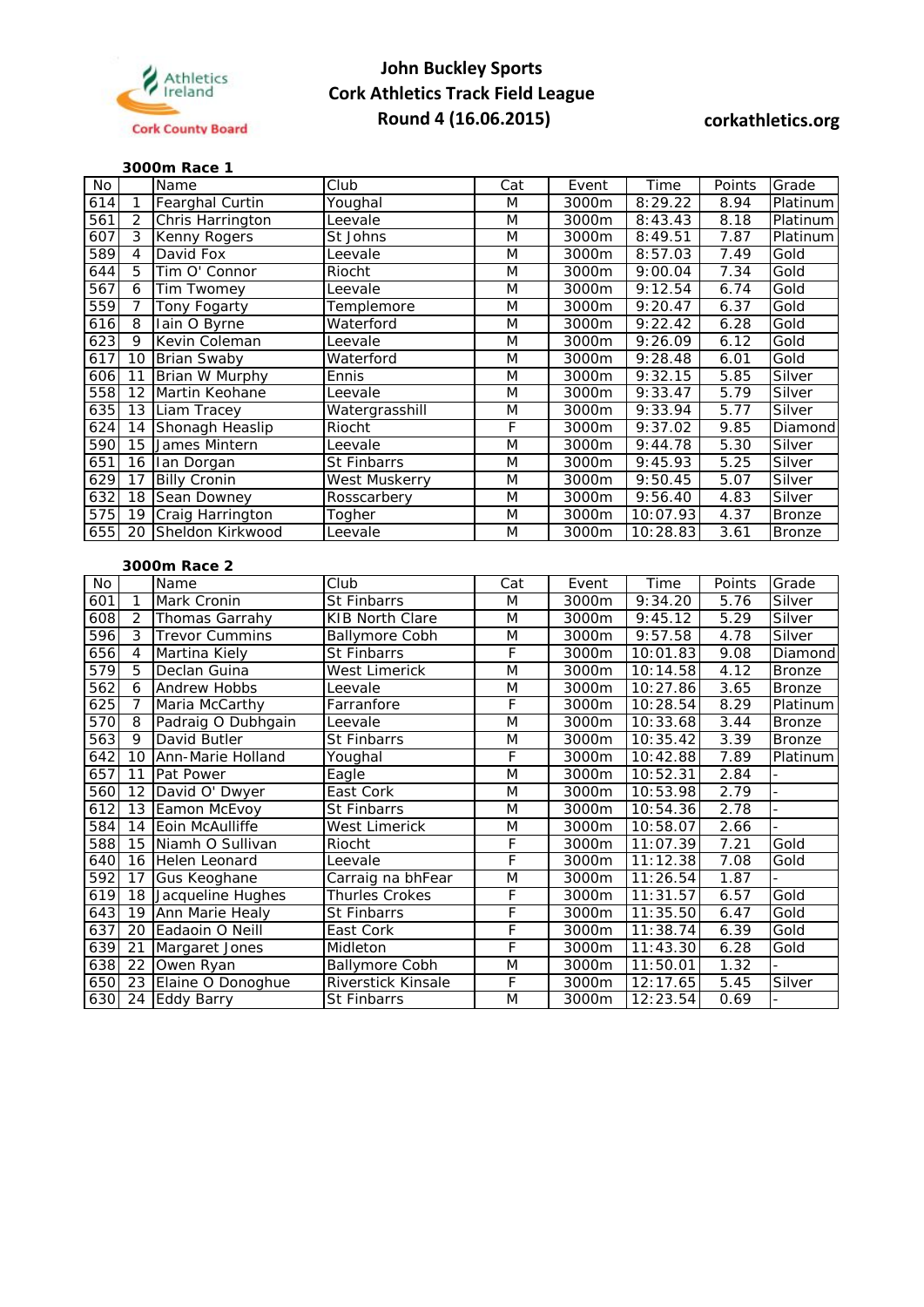Athletics Ireland

Cork County Board

# John Buckley Sports
# Cork Athletics Track Field League
# Round 4 (16.06.2015)

**corkathletics.org**

### 3000m Race 1

| No | | Name | Club | Cat | Event | Time | Points | Grade |
|---|---|---|---|---|---|---|---|---|
| 614 | 1 | Fearghal Curtin | Youghal | M | 3000m | 8:29.22 | 8.94 | Platinum |
| 561 | 2 | Chris Harrington | Leevale | M | 3000m | 8:43.43 | 8.18 | Platinum |
| 607 | 3 | Kenny Rogers | St Johns | M | 3000m | 8:49.51 | 7.87 | Platinum |
| 589 | 4 | David Fox | Leevale | M | 3000m | 8:57.03 | 7.49 | Gold |
| 644 | 5 | Tim O' Connor | Riocht | M | 3000m | 9:00.04 | 7.34 | Gold |
| 567 | 6 | Tim Twomey | Leevale | M | 3000m | 9:12.54 | 6.74 | Gold |
| 559 | 7 | Tony Fogarty | Templemore | M | 3000m | 9:20.47 | 6.37 | Gold |
| 616 | 8 | Iain O Byrne | Waterford | M | 3000m | 9:22.42 | 6.28 | Gold |
| 623 | 9 | Kevin Coleman | Leevale | M | 3000m | 9:26.09 | 6.12 | Gold |
| 617 | 10 | Brian Swaby | Waterford | M | 3000m | 9:28.48 | 6.01 | Gold |
| 606 | 11 | Brian W Murphy | Ennis | M | 3000m | 9:32.15 | 5.85 | Silver |
| 558 | 12 | Martin Keohane | Leevale | M | 3000m | 9:33.47 | 5.79 | Silver |
| 635 | 13 | Liam Tracey | Watergrasshill | M | 3000m | 9:33.94 | 5.77 | Silver |
| 624 | 14 | Shonagh Heaslip | Riocht | F | 3000m | 9:37.02 | 9.85 | Diamond |
| 590 | 15 | James Mintern | Leevale | M | 3000m | 9:44.78 | 5.30 | Silver |
| 651 | 16 | Ian Dorgan | St Finbarrs | M | 3000m | 9:45.93 | 5.25 | Silver |
| 629 | 17 | Billy Cronin | West Muskerry | M | 3000m | 9:50.45 | 5.07 | Silver |
| 632 | 18 | Sean Downey | Rosscarbery | M | 3000m | 9:56.40 | 4.83 | Silver |
| 575 | 19 | Craig Harrington | Togher | M | 3000m | 10:07.93 | 4.37 | Bronze |
| 655 | 20 | Sheldon Kirkwood | Leevale | M | 3000m | 10:28.83 | 3.61 | Bronze |

### 3000m Race 2

| No | | Name | Club | Cat | Event | Time | Points | Grade |
|---|---|---|---|---|---|---|---|---|
| 601 | 1 | Mark Cronin | St Finbarrs | M | 3000m | 9:34.20 | 5.76 | Silver |
| 608 | 2 | Thomas Garrahy | KIB North Clare | M | 3000m | 9:45.12 | 5.29 | Silver |
| 596 | 3 | Trevor Cummins | Ballymore Cobh | M | 3000m | 9:57.58 | 4.78 | Silver |
| 656 | 4 | Martina Kiely | St Finbarrs | F | 3000m | 10:01.83 | 9.08 | Diamond |
| 579 | 5 | Declan Guina | West Limerick | M | 3000m | 10:14.58 | 4.12 | Bronze |
| 562 | 6 | Andrew Hobbs | Leevale | M | 3000m | 10:27.86 | 3.65 | Bronze |
| 625 | 7 | Maria McCarthy | Farranfore | F | 3000m | 10:28.54 | 8.29 | Platinum |
| 570 | 8 | Padraig O Dubhgain | Leevale | M | 3000m | 10:33.68 | 3.44 | Bronze |
| 563 | 9 | David Butler | St Finbarrs | M | 3000m | 10:35.42 | 3.39 | Bronze |
| 642 | 10 | Ann-Marie Holland | Youghal | F | 3000m | 10:42.88 | 7.89 | Platinum |
| 657 | 11 | Pat Power | Eagle | M | 3000m | 10:52.31 | 2.84 | - |
| 560 | 12 | David O' Dwyer | East Cork | M | 3000m | 10:53.98 | 2.79 | - |
| 612 | 13 | Eamon McEvoy | St Finbarrs | M | 3000m | 10:54.36 | 2.78 | - |
| 584 | 14 | Eoin McAulliffe | West Limerick | M | 3000m | 10:58.07 | 2.66 | - |
| 588 | 15 | Niamh O Sullivan | Riocht | F | 3000m | 11:07.39 | 7.21 | Gold |
| 640 | 16 | Helen Leonard | Leevale | F | 3000m | 11:12.38 | 7.08 | Gold |
| 592 | 17 | Gus Keoghane | Carraig na bhFear | M | 3000m | 11:26.54 | 1.87 | - |
| 619 | 18 | Jacqueline Hughes | Thurles Crokes | F | 3000m | 11:31.57 | 6.57 | Gold |
| 643 | 19 | Ann Marie Healy | St Finbarrs | F | 3000m | 11:35.50 | 6.47 | Gold |
| 637 | 20 | Eadaoin O Neill | East Cork | F | 3000m | 11:38.74 | 6.39 | Gold |
| 639 | 21 | Margaret Jones | Midleton | F | 3000m | 11:43.30 | 6.28 | Gold |
| 638 | 22 | Owen Ryan | Ballymore Cobh | M | 3000m | 11:50.01 | 1.32 | - |
| 650 | 23 | Elaine O Donoghue | Riverstick Kinsale | F | 3000m | 12:17.65 | 5.45 | Silver |
| 630 | 24 | Eddy Barry | St Finbarrs | M | 3000m | 12:23.54 | 0.69 | - |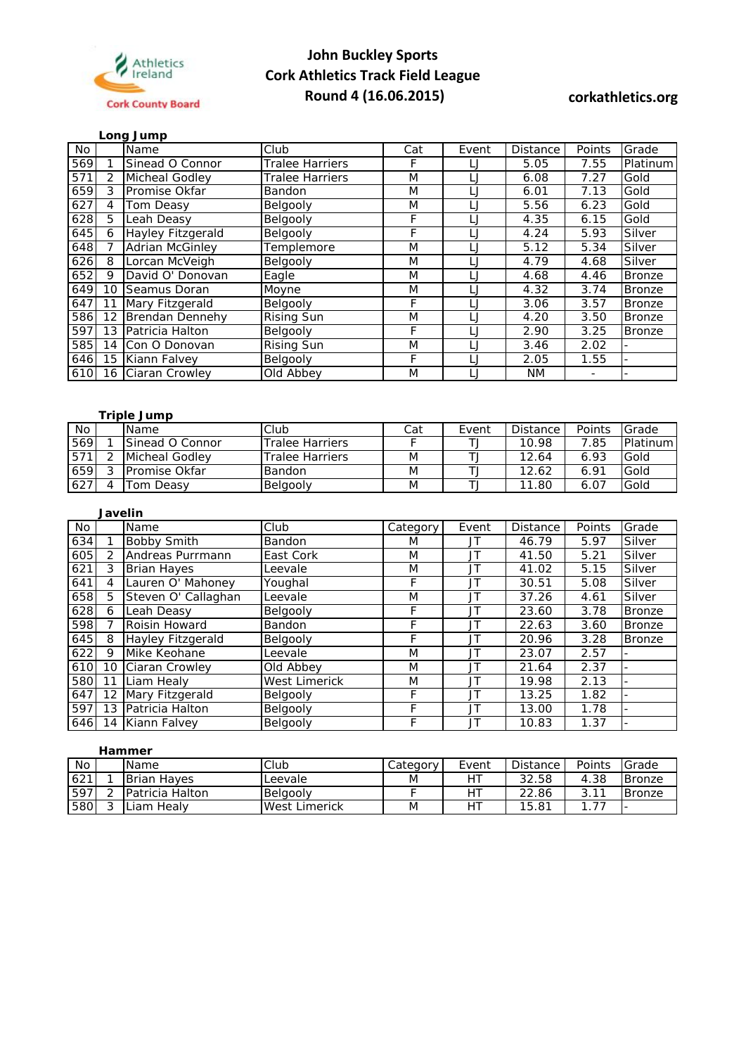Athletics Ireland

Cork County Board

# John Buckley Sports
# Cork Athletics Track Field League
# Round 4 (16.06.2015)

**corkathletics.org**

### Long Jump

| No | | Name | Club | Cat | Event | Distance | Points | Grade |
|---|---|---|---|---|---|---|---|---|
| 569 | 1 | Sinead O Connor | Tralee Harriers | F | LJ | 5.05 | 7.55 | Platinum |
| 571 | 2 | Micheal Godley | Tralee Harriers | M | LJ | 6.08 | 7.27 | Gold |
| 659 | 3 | Promise Okfar | Bandon | M | LJ | 6.01 | 7.13 | Gold |
| 627 | 4 | Tom Deasy | Belgooly | M | LJ | 5.56 | 6.23 | Gold |
| 628 | 5 | Leah Deasy | Belgooly | F | LJ | 4.35 | 6.15 | Gold |
| 645 | 6 | Hayley Fitzgerald | Belgooly | F | LJ | 4.24 | 5.93 | Silver |
| 648 | 7 | Adrian McGinley | Templemore | M | LJ | 5.12 | 5.34 | Silver |
| 626 | 8 | Lorcan McVeigh | Belgooly | M | LJ | 4.79 | 4.68 | Silver |
| 652 | 9 | David O' Donovan | Eagle | M | LJ | 4.68 | 4.46 | Bronze |
| 649 | 10 | Seamus Doran | Moyne | M | LJ | 4.32 | 3.74 | Bronze |
| 647 | 11 | Mary Fitzgerald | Belgooly | F | LJ | 3.06 | 3.57 | Bronze |
| 586 | 12 | Brendan Dennehy | Rising Sun | M | LJ | 4.20 | 3.50 | Bronze |
| 597 | 13 | Patricia Halton | Belgooly | F | LJ | 2.90 | 3.25 | Bronze |
| 585 | 14 | Con O Donovan | Rising Sun | M | LJ | 3.46 | 2.02 | - |
| 646 | 15 | Kiann Falvey | Belgooly | F | LJ | 2.05 | 1.55 | - |
| 610 | 16 | Ciaran Crowley | Old Abbey | M | LJ | NM | - | - |

### Triple Jump

| No | | Name | Club | Cat | Event | Distance | Points | Grade |
|---|---|---|---|---|---|---|---|---|
| 569 | 1 | Sinead O Connor | Tralee Harriers | F | TJ | 10.98 | 7.85 | Platinum |
| 571 | 2 | Micheal Godley | Tralee Harriers | M | TJ | 12.64 | 6.93 | Gold |
| 659 | 3 | Promise Okfar | Bandon | M | TJ | 12.62 | 6.91 | Gold |
| 627 | 4 | Tom Deasy | Belgooly | M | TJ | 11.80 | 6.07 | Gold |

### Javelin

| No | | Name | Club | Category | Event | Distance | Points | Grade |
|---|---|---|---|---|---|---|---|---|
| 634 | 1 | Bobby Smith | Bandon | M | JT | 46.79 | 5.97 | Silver |
| 605 | 2 | Andreas Purrmann | East Cork | M | JT | 41.50 | 5.21 | Silver |
| 621 | 3 | Brian Hayes | Leevale | M | JT | 41.02 | 5.15 | Silver |
| 641 | 4 | Lauren O' Mahoney | Youghal | F | JT | 30.51 | 5.08 | Silver |
| 658 | 5 | Steven O' Callaghan | Leevale | M | JT | 37.26 | 4.61 | Silver |
| 628 | 6 | Leah Deasy | Belgooly | F | JT | 23.60 | 3.78 | Bronze |
| 598 | 7 | Roisin Howard | Bandon | F | JT | 22.63 | 3.60 | Bronze |
| 645 | 8 | Hayley Fitzgerald | Belgooly | F | JT | 20.96 | 3.28 | Bronze |
| 622 | 9 | Mike Keohane | Leevale | M | JT | 23.07 | 2.57 | - |
| 610 | 10 | Ciaran Crowley | Old Abbey | M | JT | 21.64 | 2.37 | - |
| 580 | 11 | Liam Healy | West Limerick | M | JT | 19.98 | 2.13 | - |
| 647 | 12 | Mary Fitzgerald | Belgooly | F | JT | 13.25 | 1.82 | - |
| 597 | 13 | Patricia Halton | Belgooly | F | JT | 13.00 | 1.78 | - |
| 646 | 14 | Kiann Falvey | Belgooly | F | JT | 10.83 | 1.37 | - |

### Hammer

| No | | Name | Club | Category | Event | Distance | Points | Grade |
|---|---|---|---|---|---|---|---|---|
| 621 | 1 | Brian Hayes | Leevale | M | HT | 32.58 | 4.38 | Bronze |
| 597 | 2 | Patricia Halton | Belgooly | F | HT | 22.86 | 3.11 | Bronze |
| 580 | 3 | Liam Healy | West Limerick | M | HT | 15.81 | 1.77 | - |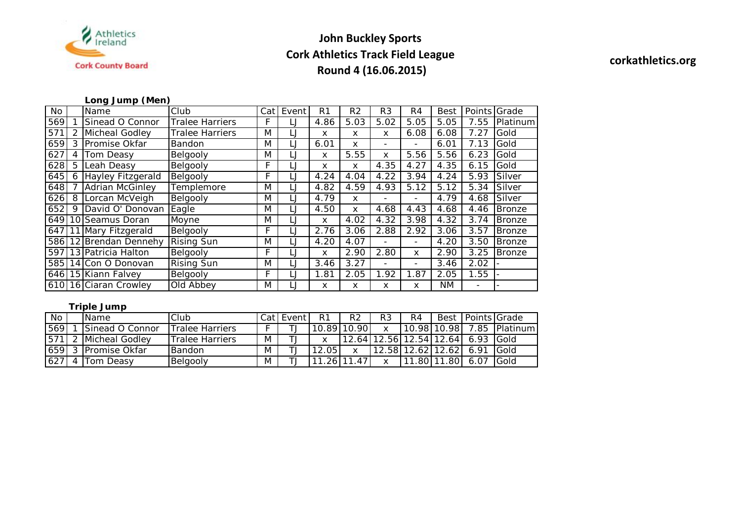Athletics Ireland

Cork County Board

# John Buckley Sports
# Cork Athletics Track Field League
# Round 4 (16.06.2015)

**corkathletics.org**

**Long Jump (Men)**

| No | | Name | Club | Cat | Event | R1 | R2 | R3 | R4 | Best | Points | Grade |
|---|---|---|---|---|---|---|---|---|---|---|---|---|
| 569 | 1 | Sinead O Connor | Tralee Harriers | F | LJ | 4.86 | 5.03 | 5.02 | 5.05 | 5.05 | 7.55 | Platinum |
| 571 | 2 | Micheal Godley | Tralee Harriers | M | LJ | x | x | x | 6.08 | 6.08 | 7.27 | Gold |
| 659 | 3 | Promise Okfar | Bandon | M | LJ | 6.01 | x | - | - | 6.01 | 7.13 | Gold |
| 627 | 4 | Tom Deasy | Belgooly | M | LJ | x | 5.55 | x | 5.56 | 5.56 | 6.23 | Gold |
| 628 | 5 | Leah Deasy | Belgooly | F | LJ | x | x | 4.35 | 4.27 | 4.35 | 6.15 | Gold |
| 645 | 6 | Hayley Fitzgerald | Belgooly | F | LJ | 4.24 | 4.04 | 4.22 | 3.94 | 4.24 | 5.93 | Silver |
| 648 | 7 | Adrian McGinley | Templemore | M | LJ | 4.82 | 4.59 | 4.93 | 5.12 | 5.12 | 5.34 | Silver |
| 626 | 8 | Lorcan McVeigh | Belgooly | M | LJ | 4.79 | x | - | - | 4.79 | 4.68 | Silver |
| 652 | 9 | David O' Donovan | Eagle | M | LJ | 4.50 | x | 4.68 | 4.43 | 4.68 | 4.46 | Bronze |
| 649 | 10 | Seamus Doran | Moyne | M | LJ | x | 4.02 | 4.32 | 3.98 | 4.32 | 3.74 | Bronze |
| 647 | 11 | Mary Fitzgerald | Belgooly | F | LJ | 2.76 | 3.06 | 2.88 | 2.92 | 3.06 | 3.57 | Bronze |
| 586 | 12 | Brendan Dennehy | Rising Sun | M | LJ | 4.20 | 4.07 | - | - | 4.20 | 3.50 | Bronze |
| 597 | 13 | Patricia Halton | Belgooly | F | LJ | x | 2.90 | 2.80 | x | 2.90 | 3.25 | Bronze |
| 585 | 14 | Con O Donovan | Rising Sun | M | LJ | 3.46 | 3.27 | - | - | 3.46 | 2.02 | - |
| 646 | 15 | Kiann Falvey | Belgooly | F | LJ | 1.81 | 2.05 | 1.92 | 1.87 | 2.05 | 1.55 | - |
| 610 | 16 | Ciaran Crowley | Old Abbey | M | LJ | x | x | x | x | NM | - | - |

**Triple Jump**

| No | | Name | Club | Cat | Event | R1 | R2 | R3 | R4 | Best | Points | Grade |
|---|---|---|---|---|---|---|---|---|---|---|---|---|
| 569 | 1 | Sinead O Connor | Tralee Harriers | F | TJ | 10.89 | 10.90 | x | 10.98 | 10.98 | 7.85 | Platinum |
| 571 | 2 | Micheal Godley | Tralee Harriers | M | TJ | x | 12.64 | 12.56 | 12.54 | 12.64 | 6.93 | Gold |
| 659 | 3 | Promise Okfar | Bandon | M | TJ | 12.05 | x | 12.58 | 12.62 | 12.62 | 6.91 | Gold |
| 627 | 4 | Tom Deasy | Belgooly | M | TJ | 11.26 | 11.47 | x | 11.80 | 11.80 | 6.07 | Gold |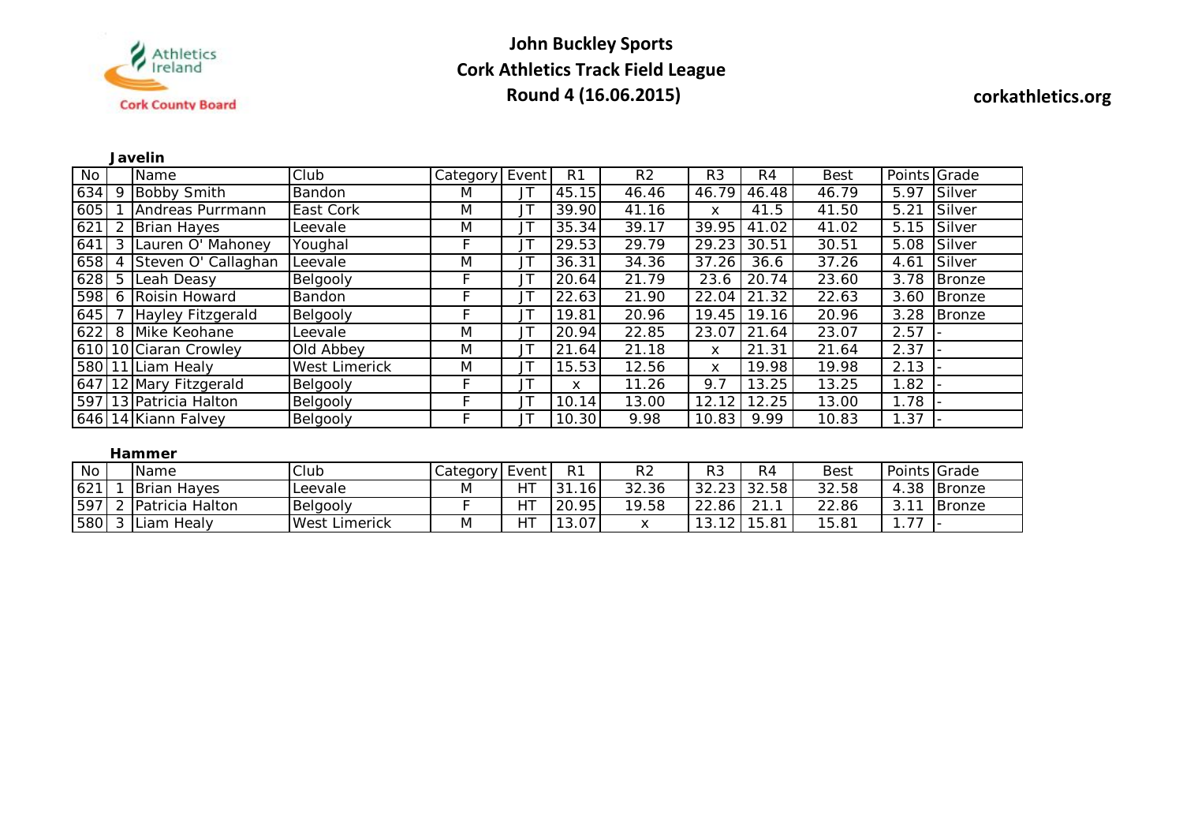Athletics Ireland
Cork County Board

# John Buckley Sports
# Cork Athletics Track Field League
# Round 4 (16.06.2015)

corkathletics.org

**Javelin**

| No | | Name | Club | Category | Event | R1 | R2 | R3 | R4 | Best | Points | Grade |
|---|---|---|---|---|---|---|---|---|---|---|---|---|
| 634 | 9 | Bobby Smith | Bandon | M | JT | 45.15 | 46.46 | 46.79 | 46.48 | 46.79 | 5.97 | Silver |
| 605 | 1 | Andreas Purrmann | East Cork | M | JT | 39.90 | 41.16 | x | 41.5 | 41.50 | 5.21 | Silver |
| 621 | 2 | Brian Hayes | Leevale | M | JT | 35.34 | 39.17 | 39.95 | 41.02 | 41.02 | 5.15 | Silver |
| 641 | 3 | Lauren O' Mahoney | Youghal | F | JT | 29.53 | 29.79 | 29.23 | 30.51 | 30.51 | 5.08 | Silver |
| 658 | 4 | Steven O' Callaghan | Leevale | M | JT | 36.31 | 34.36 | 37.26 | 36.6 | 37.26 | 4.61 | Silver |
| 628 | 5 | Leah Deasy | Belgooly | F | JT | 20.64 | 21.79 | 23.6 | 20.74 | 23.60 | 3.78 | Bronze |
| 598 | 6 | Roisin Howard | Bandon | F | JT | 22.63 | 21.90 | 22.04 | 21.32 | 22.63 | 3.60 | Bronze |
| 645 | 7 | Hayley Fitzgerald | Belgooly | F | JT | 19.81 | 20.96 | 19.45 | 19.16 | 20.96 | 3.28 | Bronze |
| 622 | 8 | Mike Keohane | Leevale | M | JT | 20.94 | 22.85 | 23.07 | 21.64 | 23.07 | 2.57 | - |
| 610 | 10 | Ciaran Crowley | Old Abbey | M | JT | 21.64 | 21.18 | x | 21.31 | 21.64 | 2.37 | - |
| 580 | 11 | Liam Healy | West Limerick | M | JT | 15.53 | 12.56 | x | 19.98 | 19.98 | 2.13 | - |
| 647 | 12 | Mary Fitzgerald | Belgooly | F | JT | x | 11.26 | 9.7 | 13.25 | 13.25 | 1.82 | - |
| 597 | 13 | Patricia Halton | Belgooly | F | JT | 10.14 | 13.00 | 12.12 | 12.25 | 13.00 | 1.78 | - |
| 646 | 14 | Kiann Falvey | Belgooly | F | JT | 10.30 | 9.98 | 10.83 | 9.99 | 10.83 | 1.37 | - |

**Hammer**

| No | | Name | Club | Category | Event | R1 | R2 | R3 | R4 | Best | Points | Grade |
|---|---|---|---|---|---|---|---|---|---|---|---|---|
| 621 | 1 | Brian Hayes | Leevale | M | HT | 31.16 | 32.36 | 32.23 | 32.58 | 32.58 | 4.38 | Bronze |
| 597 | 2 | Patricia Halton | Belgooly | F | HT | 20.95 | 19.58 | 22.86 | 21.1 | 22.86 | 3.11 | Bronze |
| 580 | 3 | Liam Healy | West Limerick | M | HT | 13.07 | x | 13.12 | 15.81 | 15.81 | 1.77 | - |